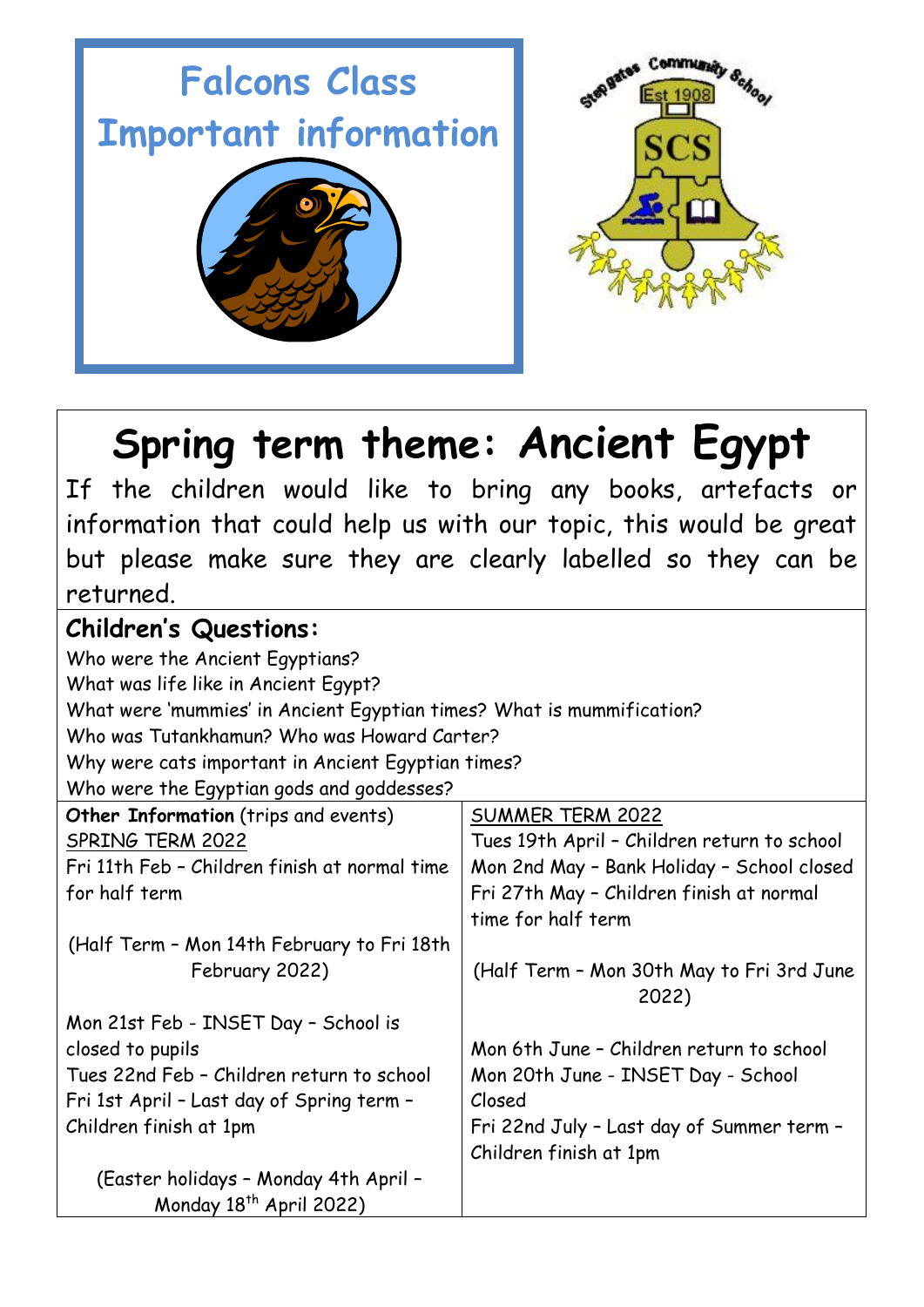# Falcons Class Important information

Stepgates Community School
Est 1908
SCS

# Spring term theme: Ancient Egypt

If the children would like to bring any books, artefacts or information that could help us with our topic, this would be great but please make sure they are clearly labelled so they can be returned.

## Children's Questions:

Who were the Ancient Egyptians?
What was life like in Ancient Egypt?
What were 'mummies' in Ancient Egyptian times? What is mummification?
Who was Tutankhamun? Who was Howard Carter?
Why were cats important in Ancient Egyptian times?
Who were the Egyptian gods and goddesses?

**Other Information** (trips and events)

SPRING TERM 2022

Fri 11th Feb – Children finish at normal time for half term

(Half Term – Mon 14th February to Fri 18th February 2022)

Mon 21st Feb - INSET Day – School is closed to pupils
Tues 22nd Feb – Children return to school
Fri 1st April – Last day of Spring term – Children finish at 1pm

(Easter holidays – Monday 4th April – Monday 18th April 2022)

SUMMER TERM 2022

Tues 19th April – Children return to school
Mon 2nd May – Bank Holiday – School closed
Fri 27th May – Children finish at normal time for half term

(Half Term – Mon 30th May to Fri 3rd June 2022)

Mon 6th June – Children return to school
Mon 20th June - INSET Day - School Closed
Fri 22nd July – Last day of Summer term – Children finish at 1pm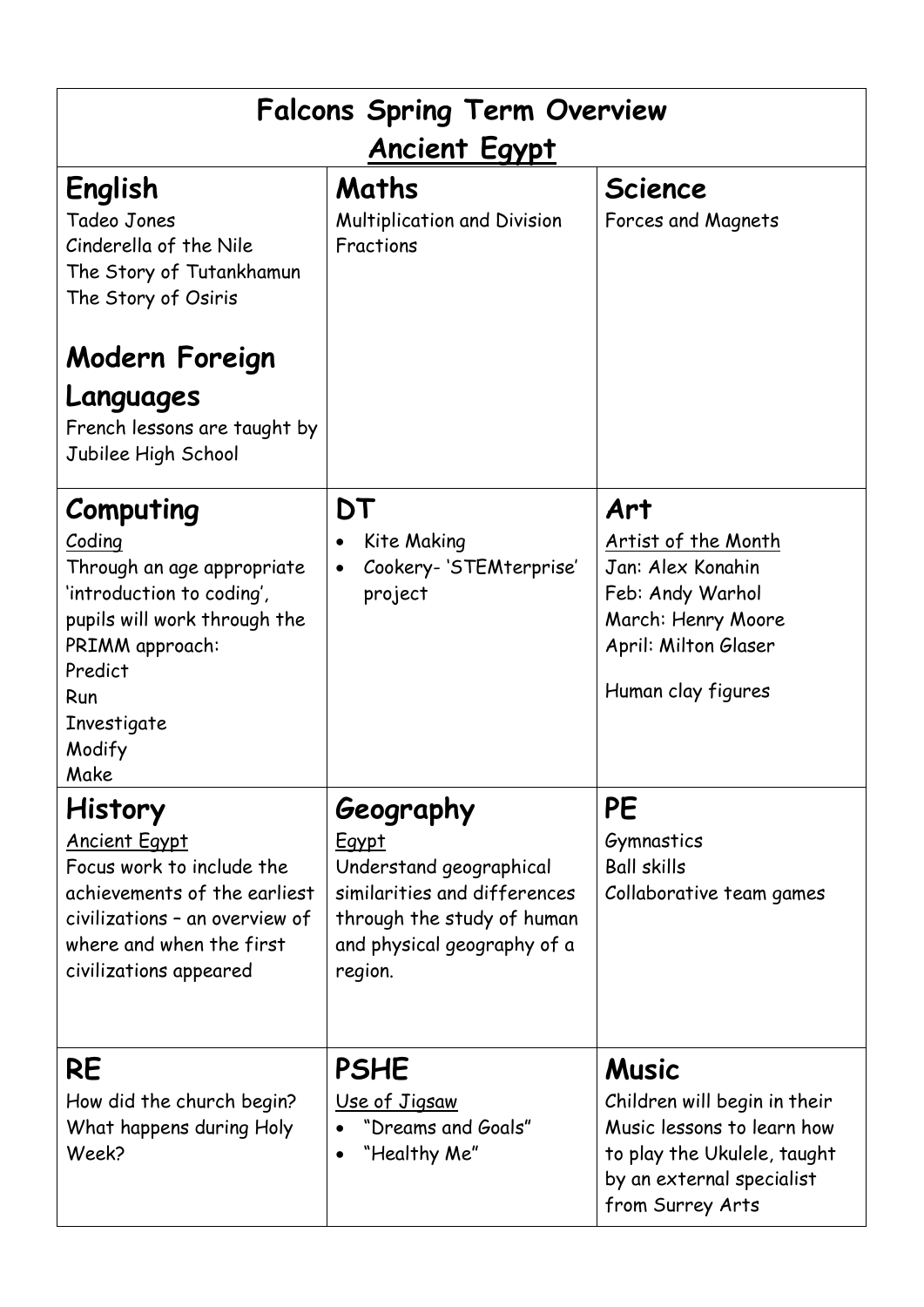# Falcons Spring Term Overview

## Ancient Egypt

| English | Maths | Science |
|---|---|---|
| Tadeo Jones<br>Cinderella of the Nile<br>The Story of Tutankhamun<br>The Story of Osiris<br><br>**Modern Foreign Languages**<br>French lessons are taught by Jubilee High School | Multiplication and Division<br>Fractions | Forces and Magnets |
| **Computing** | **DT** | **Art** |
| Coding<br>Through an age appropriate 'introduction to coding', pupils will work through the PRIMM approach:<br>Predict<br>Run<br>Investigate<br>Modify<br>Make | • Kite Making<br>• Cookery- 'STEMterprise' project | Artist of the Month<br>Jan: Alex Konahin<br>Feb: Andy Warhol<br>March: Henry Moore<br>April: Milton Glaser<br><br>Human clay figures |
| **History** | **Geography** | **PE** |
| Ancient Egypt<br>Focus work to include the achievements of the earliest civilizations – an overview of where and when the first civilizations appeared | Egypt<br>Understand geographical similarities and differences through the study of human and physical geography of a region. | Gymnastics<br>Ball skills<br>Collaborative team games |
| **RE** | **PSHE** | **Music** |
| How did the church begin?<br>What happens during Holy Week? | Use of Jigsaw<br>• "Dreams and Goals"<br>• "Healthy Me" | Children will begin in their Music lessons to learn how to play the Ukulele, taught by an external specialist from Surrey Arts |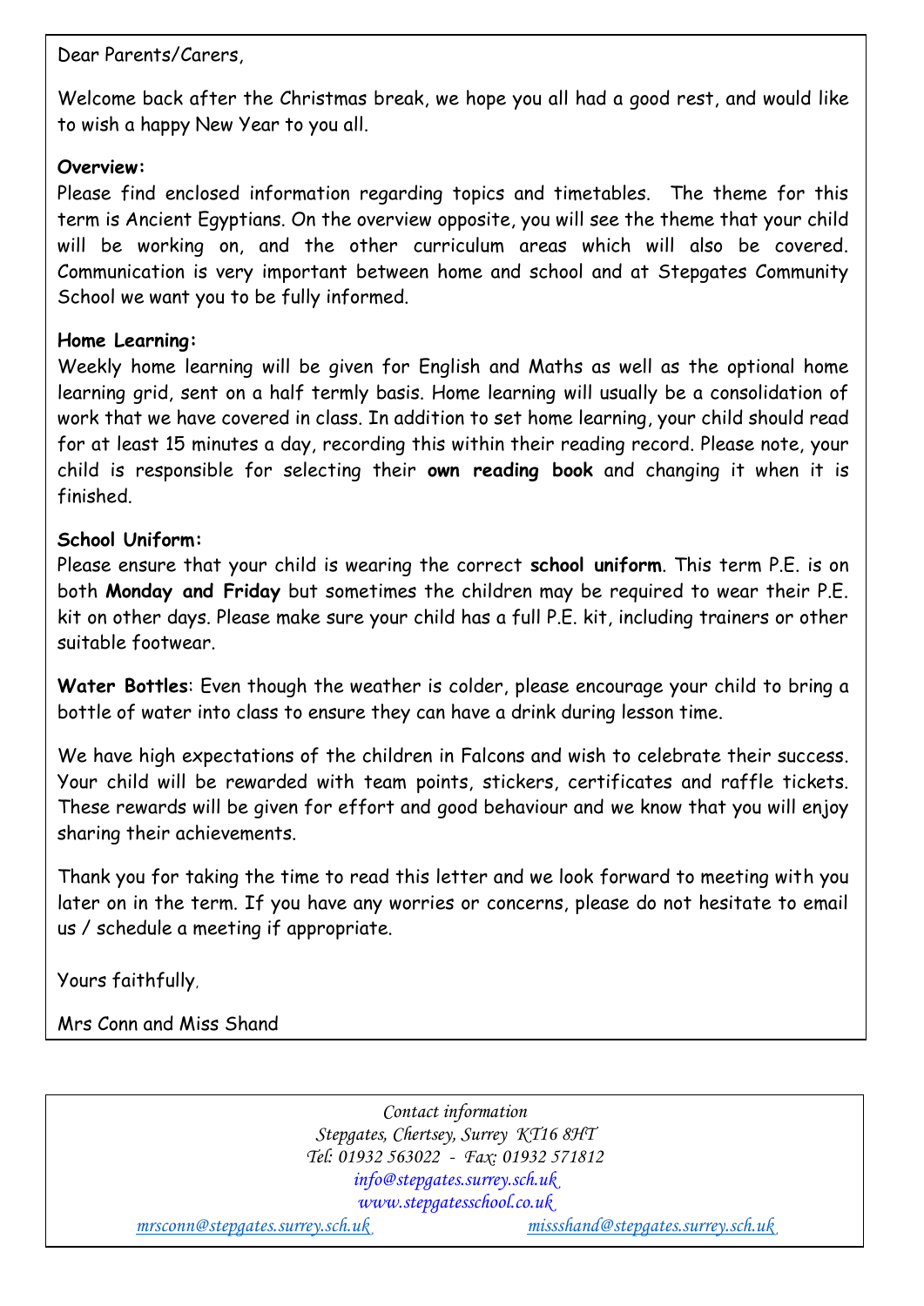Dear Parents/Carers,

Welcome back after the Christmas break, we hope you all had a good rest, and would like to wish a happy New Year to you all.

**Overview:**
Please find enclosed information regarding topics and timetables. The theme for this term is Ancient Egyptians. On the overview opposite, you will see the theme that your child will be working on, and the other curriculum areas which will also be covered. Communication is very important between home and school and at Stepgates Community School we want you to be fully informed.

**Home Learning:**
Weekly home learning will be given for English and Maths as well as the optional home learning grid, sent on a half termly basis. Home learning will usually be a consolidation of work that we have covered in class. In addition to set home learning, your child should read for at least 15 minutes a day, recording this within their reading record. Please note, your child is responsible for selecting their **own reading book** and changing it when it is finished.

**School Uniform:**
Please ensure that your child is wearing the correct **school uniform**. This term P.E. is on both **Monday and Friday** but sometimes the children may be required to wear their P.E. kit on other days. Please make sure your child has a full P.E. kit, including trainers or other suitable footwear.

**Water Bottles**: Even though the weather is colder, please encourage your child to bring a bottle of water into class to ensure they can have a drink during lesson time.

We have high expectations of the children in Falcons and wish to celebrate their success. Your child will be rewarded with team points, stickers, certificates and raffle tickets. These rewards will be given for effort and good behaviour and we know that you will enjoy sharing their achievements.

Thank you for taking the time to read this letter and we look forward to meeting with you later on in the term. If you have any worries or concerns, please do not hesitate to email us / schedule a meeting if appropriate.

Yours faithfully,

Mrs Conn and Miss Shand

*Contact information*
*Stepgates, Chertsey, Surrey KT16 8HT*
*Tel: 01932 563022 - Fax: 01932 571812*
*info@stepgates.surrey.sch.uk*
*www.stepgatesschool.co.uk*
*mrsconn@stepgates.surrey.sch.uk* *missshand@stepgates.surrey.sch.uk*